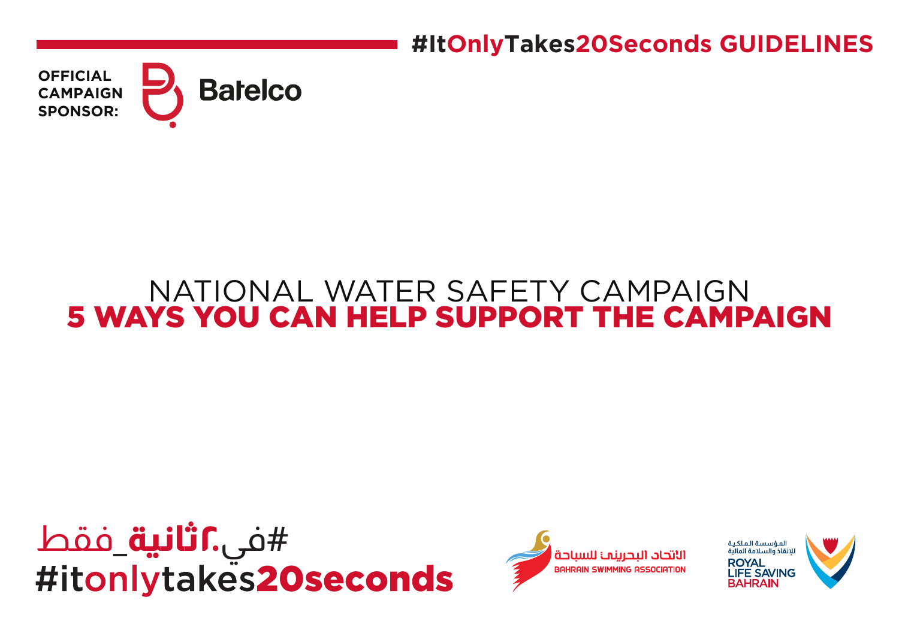**#ItOnlyTakes20Seconds GUIDELINES**

**OFFICIAL CAMPAIGN SPONSOR:** Batelco

# NATIONAL WATER SAFETY CAMPAIGN
# 5 WAYS YOU CAN HELP SUPPORT THE CAMPAIGN

#في٢٠ثانية_فقط

#itonlytakes20seconds

الاتحاد البحريني للسباحة
BAHRAIN SWIMMING ASSOCIATION

المؤسسة الملكية للإنقاذ والسلامة المائية
ROYAL LIFE SAVING BAHRAIN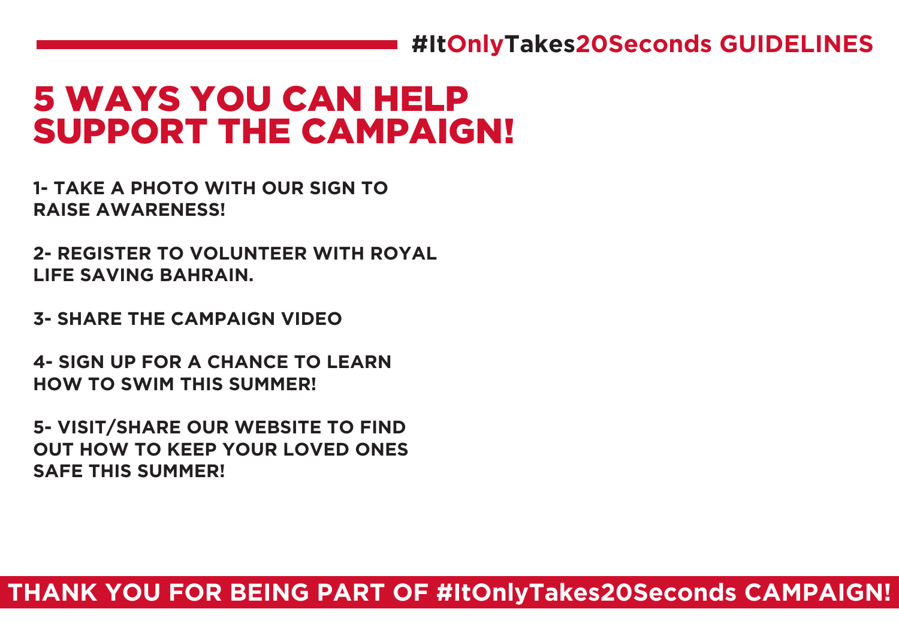#ItOnlyTakes20Seconds GUIDELINES

# 5 WAYS YOU CAN HELP SUPPORT THE CAMPAIGN!

**1- TAKE A PHOTO WITH OUR SIGN TO RAISE AWARENESS!**

**2- REGISTER TO VOLUNTEER WITH ROYAL LIFE SAVING BAHRAIN.**

**3- SHARE THE CAMPAIGN VIDEO**

**4- SIGN UP FOR A CHANCE TO LEARN HOW TO SWIM THIS SUMMER!**

**5- VISIT/SHARE OUR WEBSITE TO FIND OUT HOW TO KEEP YOUR LOVED ONES SAFE THIS SUMMER!**

**THANK YOU FOR BEING PART OF #ItOnlyTakes20Seconds CAMPAIGN!**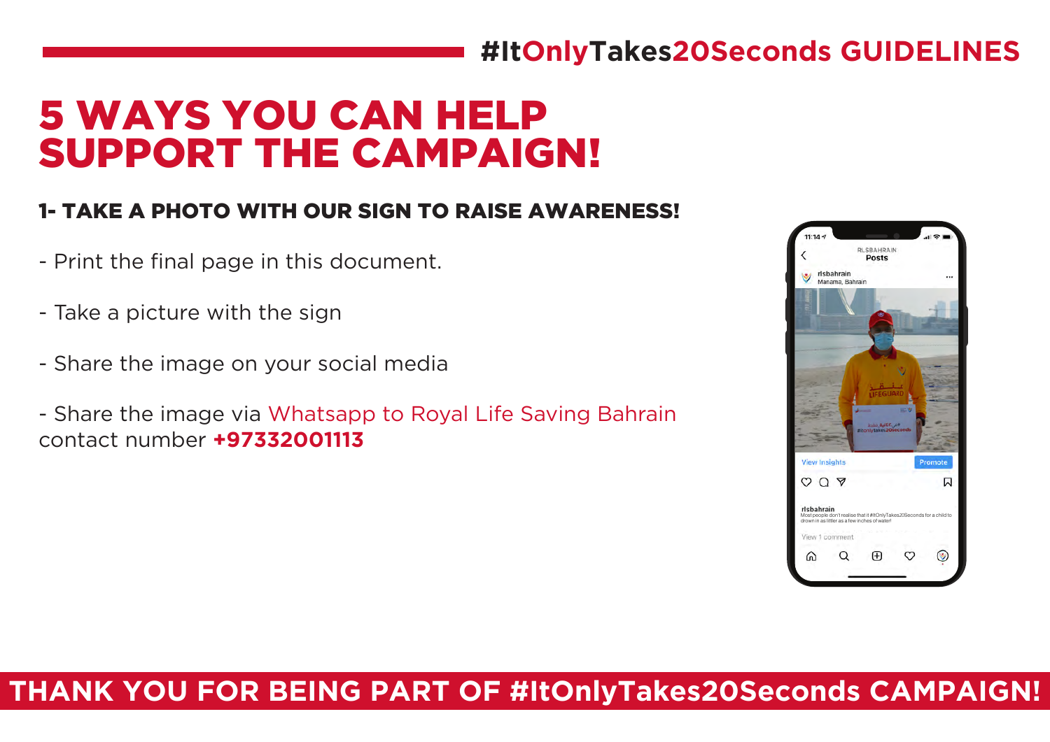#ItOnlyTakes20Seconds GUIDELINES

# 5 WAYS YOU CAN HELP SUPPORT THE CAMPAIGN!

## 1- TAKE A PHOTO WITH OUR SIGN TO RAISE AWARENESS!

- Print the final page in this document.

- Take a picture with the sign

- Share the image on your social media

- Share the image via Whatsapp to Royal Life Saving Bahrain contact number **+97332001113**

**THANK YOU FOR BEING PART OF #ItOnlyTakes20Seconds CAMPAIGN!**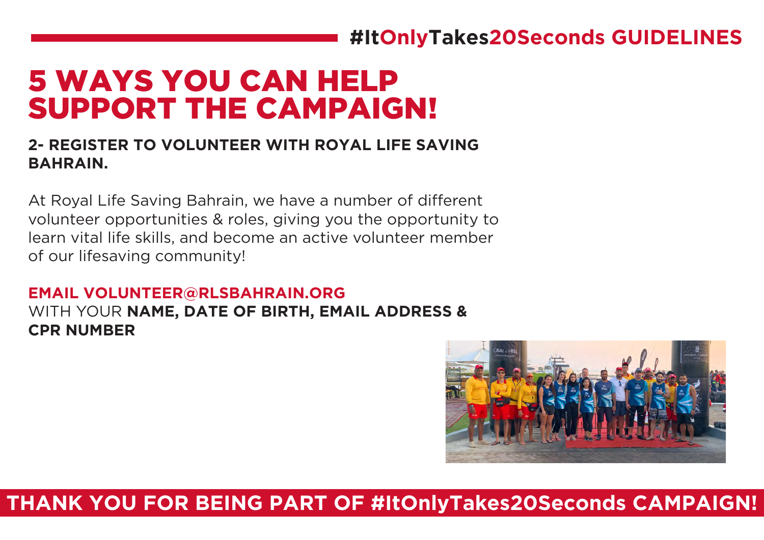#ItOnlyTakes20Seconds GUIDELINES

# 5 WAYS YOU CAN HELP SUPPORT THE CAMPAIGN!

### 2- REGISTER TO VOLUNTEER WITH ROYAL LIFE SAVING BAHRAIN.

At Royal Life Saving Bahrain, we have a number of different volunteer opportunities & roles, giving you the opportunity to learn vital life skills, and become an active volunteer member of our lifesaving community!

**EMAIL VOLUNTEER@RLSBAHRAIN.ORG**
WITH YOUR **NAME, DATE OF BIRTH, EMAIL ADDRESS & CPR NUMBER**

**THANK YOU FOR BEING PART OF #ItOnlyTakes20Seconds CAMPAIGN!**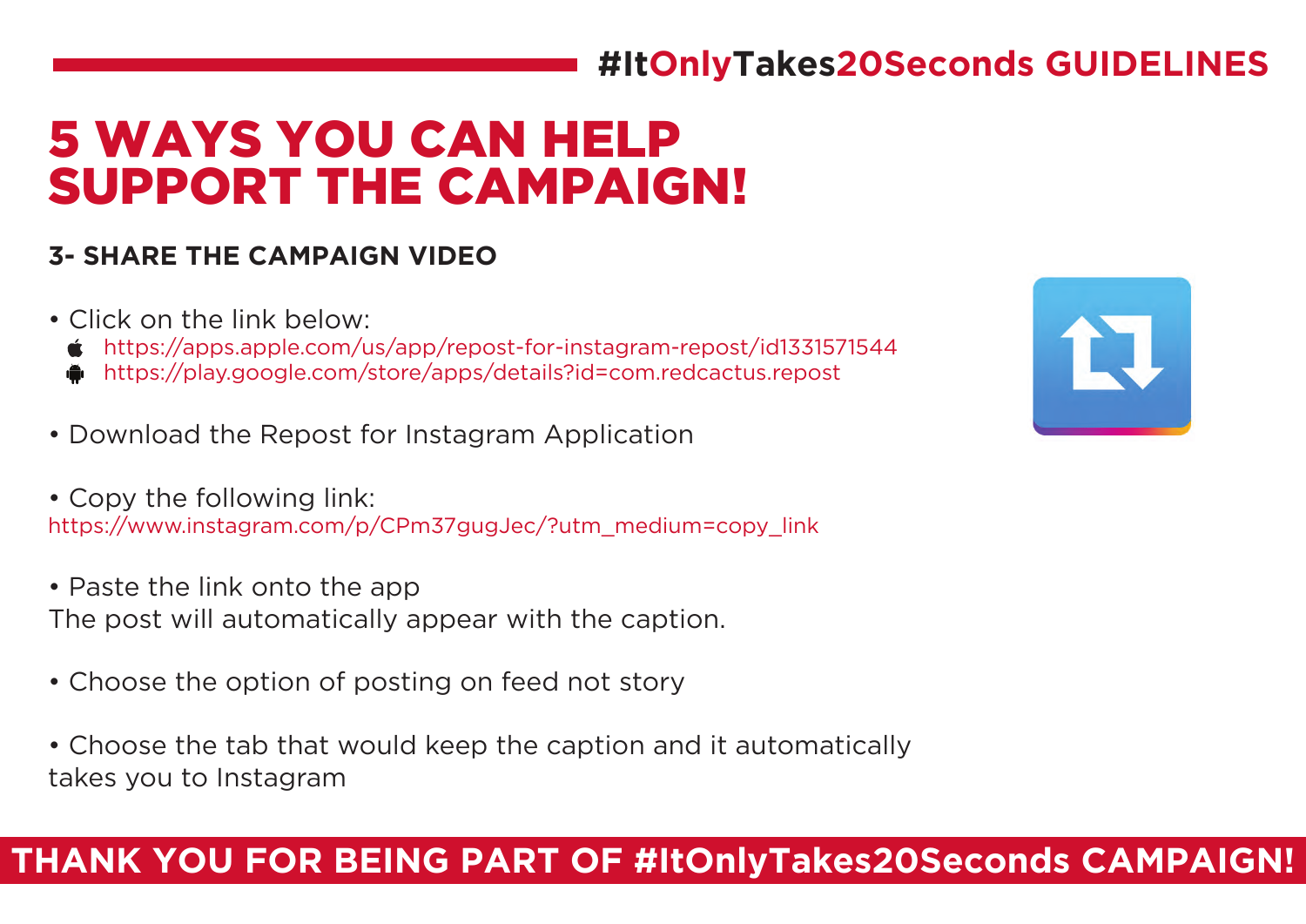#ItOnlyTakes20Seconds GUIDELINES

# 5 WAYS YOU CAN HELP SUPPORT THE CAMPAIGN!

### 3- SHARE THE CAMPAIGN VIDEO

- Click on the link below:
  - https://apps.apple.com/us/app/repost-for-instagram-repost/id1331571544
  - https://play.google.com/store/apps/details?id=com.redcactus.repost

- Download the Repost for Instagram Application

- Copy the following link:
https://www.instagram.com/p/CPm37gugJec/?utm_medium=copy_link

- Paste the link onto the app
The post will automatically appear with the caption.

- Choose the option of posting on feed not story

- Choose the tab that would keep the caption and it automatically takes you to Instagram

**THANK YOU FOR BEING PART OF #ItOnlyTakes20Seconds CAMPAIGN!**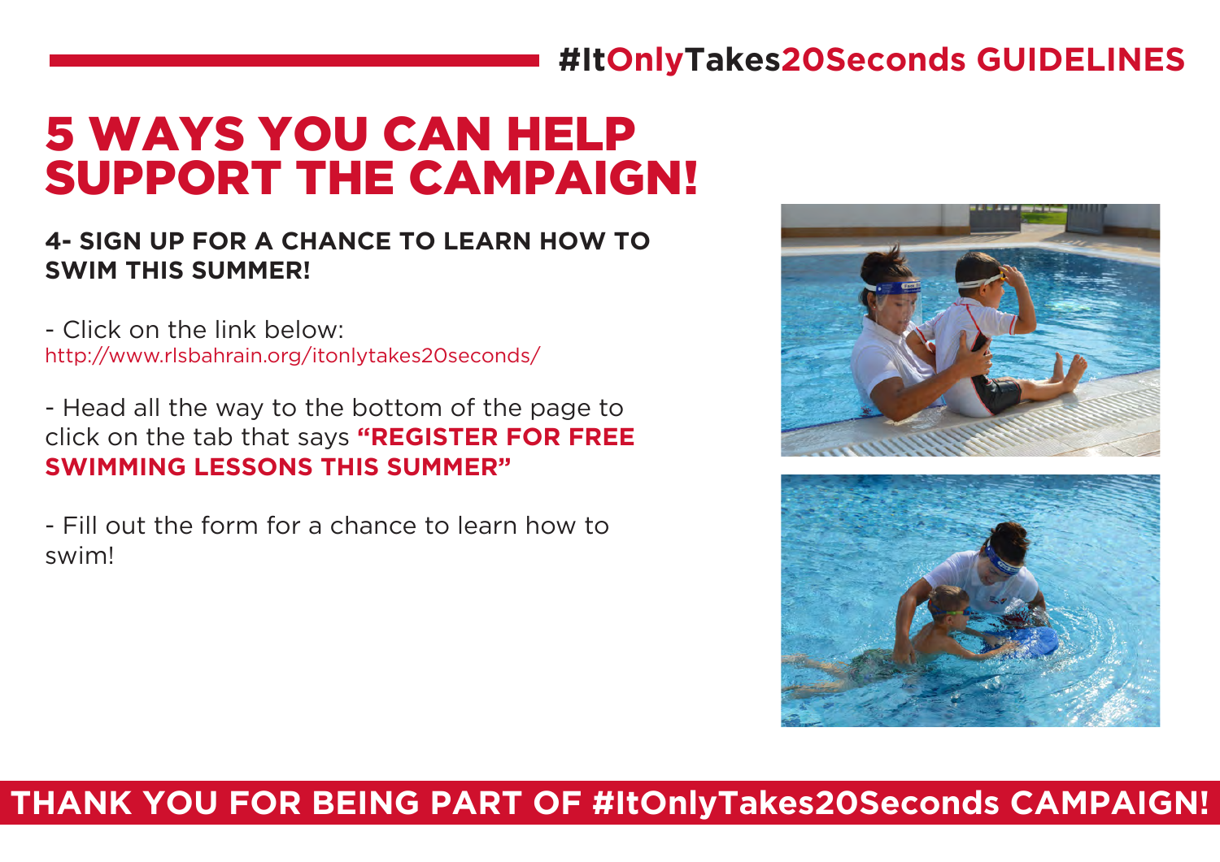#ItOnlyTakes20Seconds GUIDELINES

# 5 WAYS YOU CAN HELP SUPPORT THE CAMPAIGN!

### 4- SIGN UP FOR A CHANCE TO LEARN HOW TO SWIM THIS SUMMER!

- Click on the link below:
http://www.rlsbahrain.org/itonlytakes20seconds/

- Head all the way to the bottom of the page to click on the tab that says **"REGISTER FOR FREE SWIMMING LESSONS THIS SUMMER"**

- Fill out the form for a chance to learn how to swim!

**THANK YOU FOR BEING PART OF #ItOnlyTakes20Seconds CAMPAIGN!**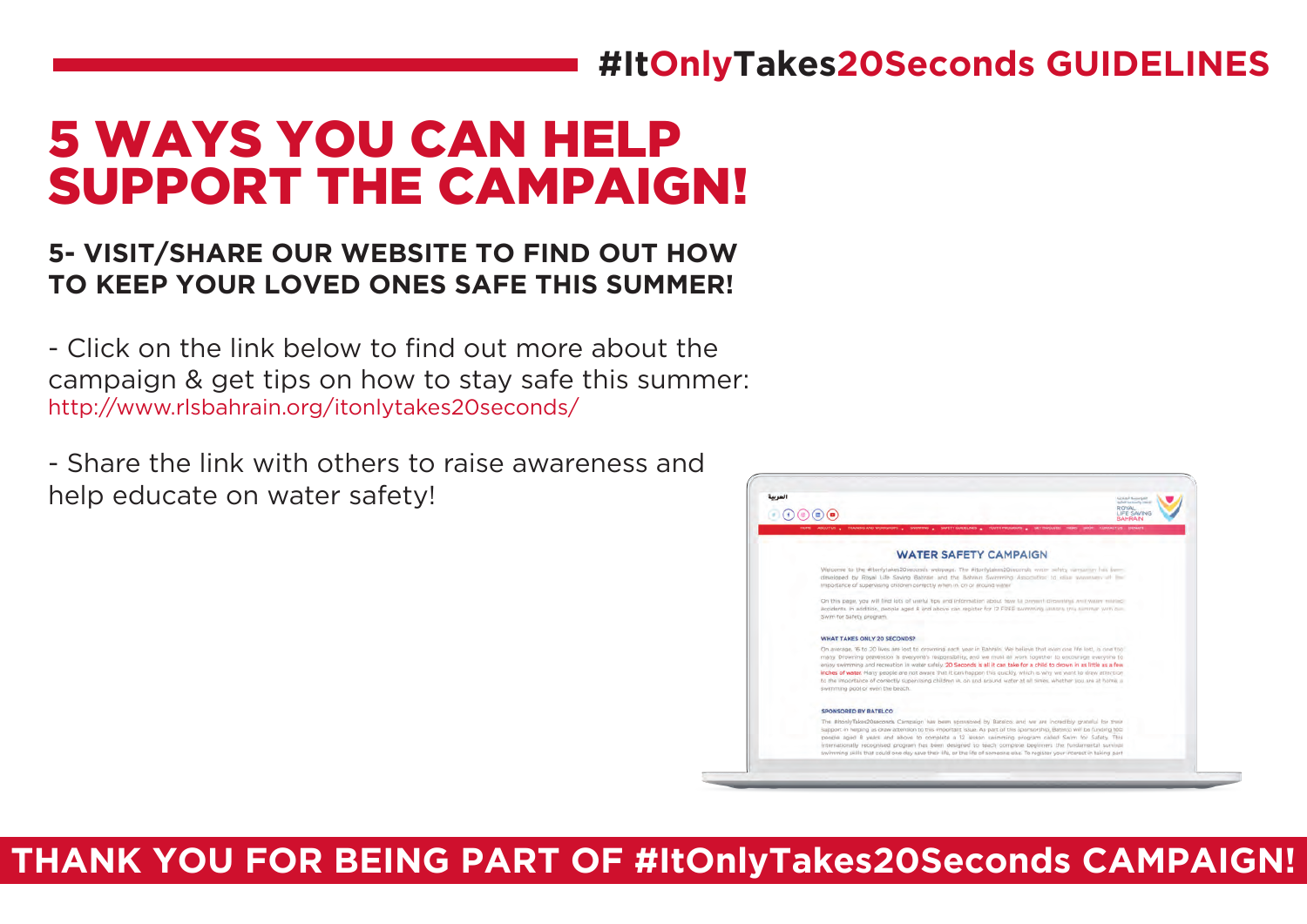#ItOnlyTakes20Seconds GUIDELINES

# 5 WAYS YOU CAN HELP SUPPORT THE CAMPAIGN!

## 5- VISIT/SHARE OUR WEBSITE TO FIND OUT HOW TO KEEP YOUR LOVED ONES SAFE THIS SUMMER!

- Click on the link below to find out more about the campaign & get tips on how to stay safe this summer: http://www.rlsbahrain.org/itonlytakes20seconds/

- Share the link with others to raise awareness and help educate on water safety!

**THANK YOU FOR BEING PART OF #ItOnlyTakes20Seconds CAMPAIGN!**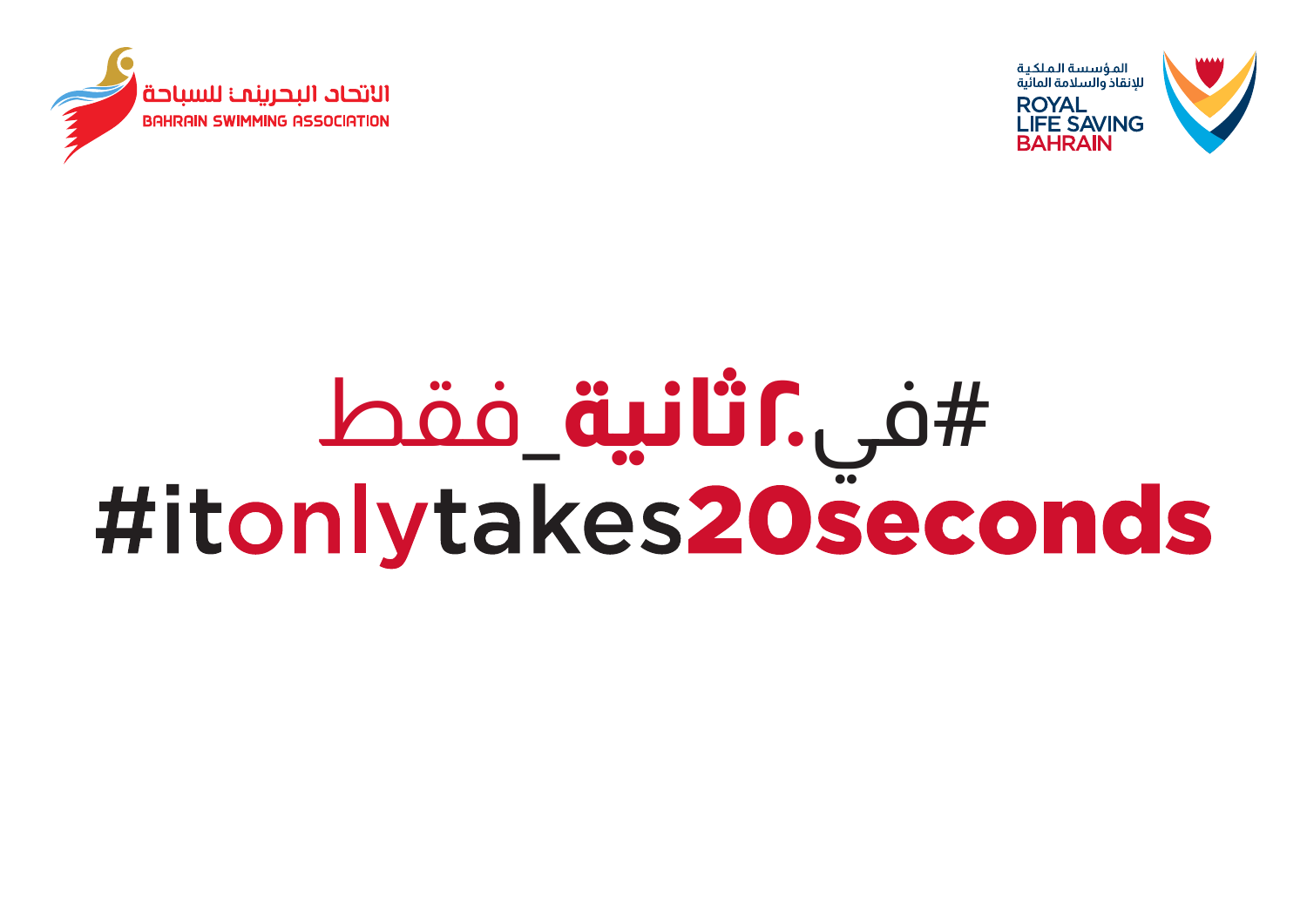الاتحاد البحريني للسباحة
BAHRAIN SWIMMING ASSOCIATION

المؤسسة الملكية للإنقاذ والسلامة المائية
ROYAL LIFE SAVING BAHRAIN

#في٢٠ثانية_فقط
#itonlytakes20seconds